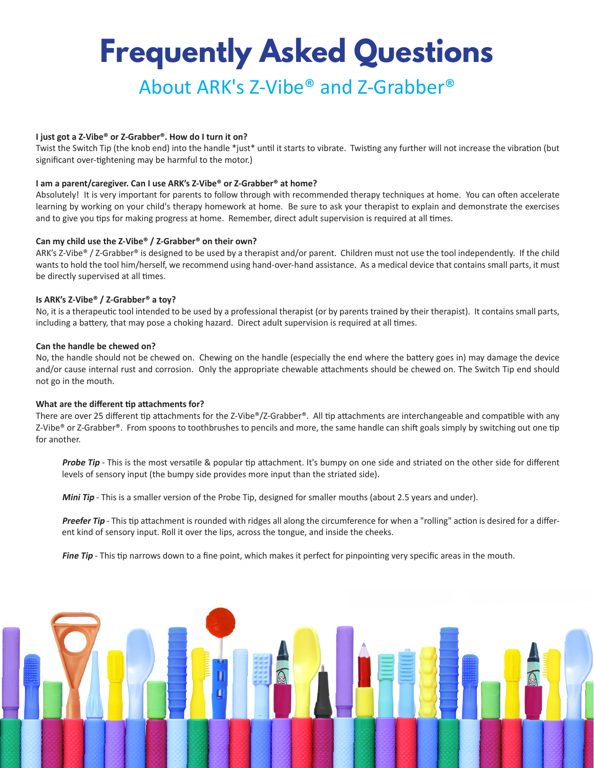# Frequently Asked Questions

## About ARK's Z-Vibe® and Z-Grabber®

**I just got a Z-Vibe® or Z-Grabber®. How do I turn it on?**
Twist the Switch Tip (the knob end) into the handle *just* until it starts to vibrate. Twisting any further will not increase the vibration (but significant over-tightening may be harmful to the motor.)

**I am a parent/caregiver. Can I use ARK's Z-Vibe® or Z-Grabber® at home?**
Absolutely! It is very important for parents to follow through with recommended therapy techniques at home. You can often accelerate learning by working on your child's therapy homework at home. Be sure to ask your therapist to explain and demonstrate the exercises and to give you tips for making progress at home. Remember, direct adult supervision is required at all times.

**Can my child use the Z-Vibe® / Z-Grabber® on their own?**
ARK's Z-Vibe® / Z-Grabber® is designed to be used by a therapist and/or parent. Children must not use the tool independently. If the child wants to hold the tool him/herself, we recommend using hand-over-hand assistance. As a medical device that contains small parts, it must be directly supervised at all times.

**Is ARK's Z-Vibe® / Z-Grabber® a toy?**
No, it is a therapeutic tool intended to be used by a professional therapist (or by parents trained by their therapist). It contains small parts, including a battery, that may pose a choking hazard. Direct adult supervision is required at all times.

**Can the handle be chewed on?**
No, the handle should not be chewed on. Chewing on the handle (especially the end where the battery goes in) may damage the device and/or cause internal rust and corrosion. Only the appropriate chewable attachments should be chewed on. The Switch Tip end should not go in the mouth.

**What are the different tip attachments for?**
There are over 25 different tip attachments for the Z-Vibe®/Z-Grabber®. All tip attachments are interchangeable and compatible with any Z-Vibe® or Z-Grabber®. From spoons to toothbrushes to pencils and more, the same handle can shift goals simply by switching out one tip for another.

***Probe Tip*** - This is the most versatile & popular tip attachment. It's bumpy on one side and striated on the other side for different levels of sensory input (the bumpy side provides more input than the striated side).

***Mini Tip*** - This is a smaller version of the Probe Tip, designed for smaller mouths (about 2.5 years and under).

***Preefer Tip*** - This tip attachment is rounded with ridges all along the circumference for when a "rolling" action is desired for a different kind of sensory input. Roll it over the lips, across the tongue, and inside the cheeks.

***Fine Tip*** - This tip narrows down to a fine point, which makes it perfect for pinpointing very specific areas in the mouth.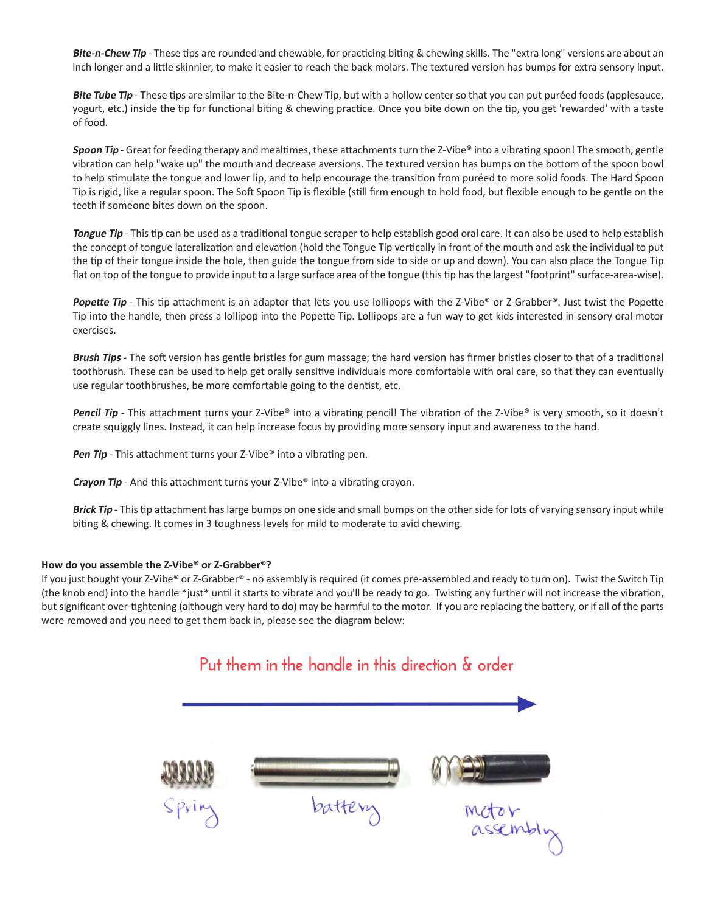***Bite-n-Chew Tip*** - These tips are rounded and chewable, for practicing biting & chewing skills. The "extra long" versions are about an inch longer and a little skinnier, to make it easier to reach the back molars. The textured version has bumps for extra sensory input.

***Bite Tube Tip*** - These tips are similar to the Bite-n-Chew Tip, but with a hollow center so that you can put puréed foods (applesauce, yogurt, etc.) inside the tip for functional biting & chewing practice. Once you bite down on the tip, you get 'rewarded' with a taste of food.

***Spoon Tip*** - Great for feeding therapy and mealtimes, these attachments turn the Z-Vibe® into a vibrating spoon! The smooth, gentle vibration can help "wake up" the mouth and decrease aversions. The textured version has bumps on the bottom of the spoon bowl to help stimulate the tongue and lower lip, and to help encourage the transition from puréed to more solid foods. The Hard Spoon Tip is rigid, like a regular spoon. The Soft Spoon Tip is flexible (still firm enough to hold food, but flexible enough to be gentle on the teeth if someone bites down on the spoon.

***Tongue Tip*** - This tip can be used as a traditional tongue scraper to help establish good oral care. It can also be used to help establish the concept of tongue lateralization and elevation (hold the Tongue Tip vertically in front of the mouth and ask the individual to put the tip of their tongue inside the hole, then guide the tongue from side to side or up and down). You can also place the Tongue Tip flat on top of the tongue to provide input to a large surface area of the tongue (this tip has the largest "footprint" surface-area-wise).

***Popette Tip*** - This tip attachment is an adaptor that lets you use lollipops with the Z-Vibe® or Z-Grabber®. Just twist the Popette Tip into the handle, then press a lollipop into the Popette Tip. Lollipops are a fun way to get kids interested in sensory oral motor exercises.

***Brush Tips*** - The soft version has gentle bristles for gum massage; the hard version has firmer bristles closer to that of a traditional toothbrush. These can be used to help get orally sensitive individuals more comfortable with oral care, so that they can eventually use regular toothbrushes, be more comfortable going to the dentist, etc.

***Pencil Tip*** - This attachment turns your Z-Vibe® into a vibrating pencil! The vibration of the Z-Vibe® is very smooth, so it doesn't create squiggly lines. Instead, it can help increase focus by providing more sensory input and awareness to the hand.

***Pen Tip*** - This attachment turns your Z-Vibe® into a vibrating pen.

***Crayon Tip*** - And this attachment turns your Z-Vibe® into a vibrating crayon.

***Brick Tip*** - This tip attachment has large bumps on one side and small bumps on the other side for lots of varying sensory input while biting & chewing. It comes in 3 toughness levels for mild to moderate to avid chewing.

**How do you assemble the Z-Vibe® or Z-Grabber®?**

If you just bought your Z-Vibe® or Z-Grabber® - no assembly is required (it comes pre-assembled and ready to turn on). Twist the Switch Tip (the knob end) into the handle *just* until it starts to vibrate and you'll be ready to go. Twisting any further will not increase the vibration, but significant over-tightening (although very hard to do) may be harmful to the motor. If you are replacing the battery, or if all of the parts were removed and you need to get them back in, please see the diagram below:

Put them in the handle in this direction & order

spring → battery → motor assembly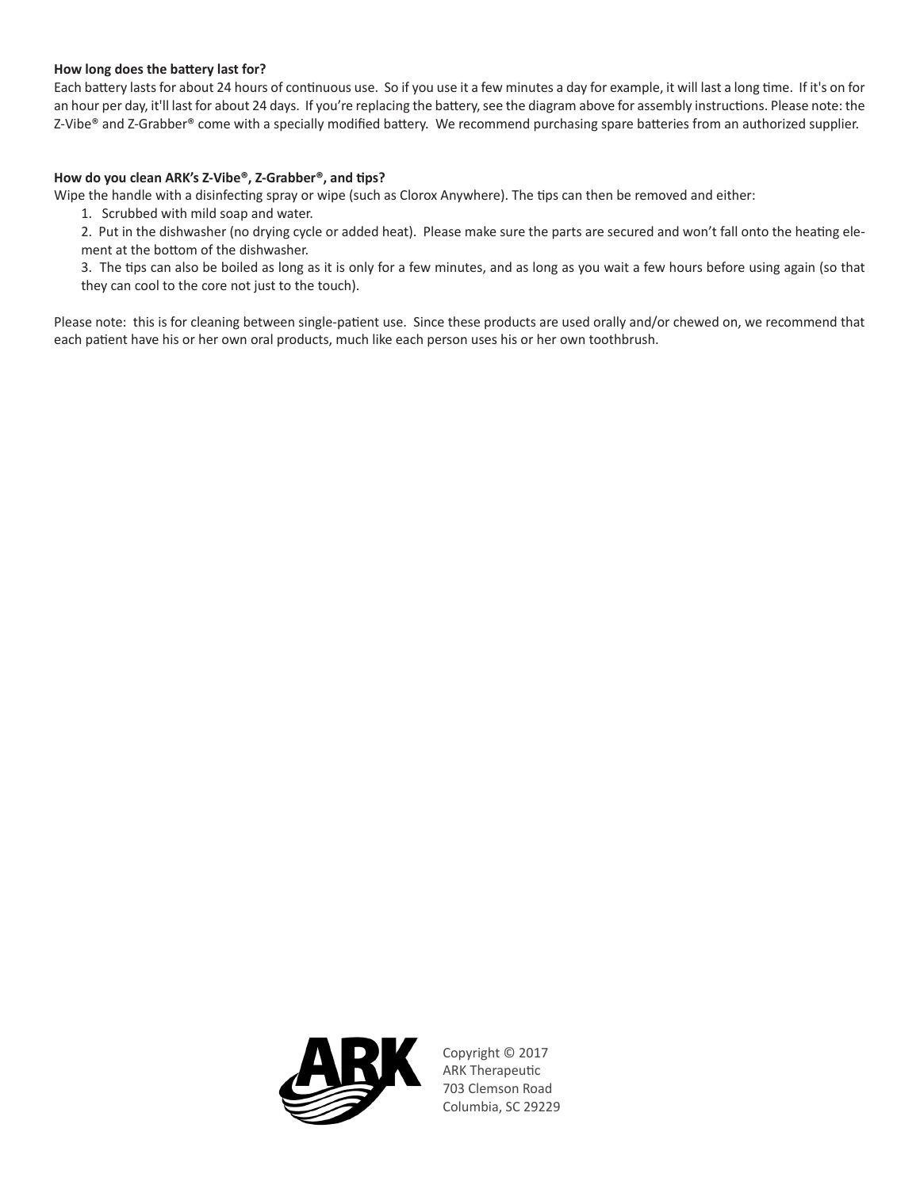**How long does the battery last for?**

Each battery lasts for about 24 hours of continuous use. So if you use it a few minutes a day for example, it will last a long time. If it's on for an hour per day, it'll last for about 24 days. If you're replacing the battery, see the diagram above for assembly instructions. Please note: the Z-Vibe® and Z-Grabber® come with a specially modified battery. We recommend purchasing spare batteries from an authorized supplier.

**How do you clean ARK's Z-Vibe®, Z-Grabber®, and tips?**

Wipe the handle with a disinfecting spray or wipe (such as Clorox Anywhere). The tips can then be removed and either:

1. Scrubbed with mild soap and water.
2. Put in the dishwasher (no drying cycle or added heat). Please make sure the parts are secured and won't fall onto the heating element at the bottom of the dishwasher.
3. The tips can also be boiled as long as it is only for a few minutes, and as long as you wait a few hours before using again (so that they can cool to the core not just to the touch).

Please note: this is for cleaning between single-patient use. Since these products are used orally and/or chewed on, we recommend that each patient have his or her own oral products, much like each person uses his or her own toothbrush.

ARK

Copyright © 2017
ARK Therapeutic
703 Clemson Road
Columbia, SC 29229